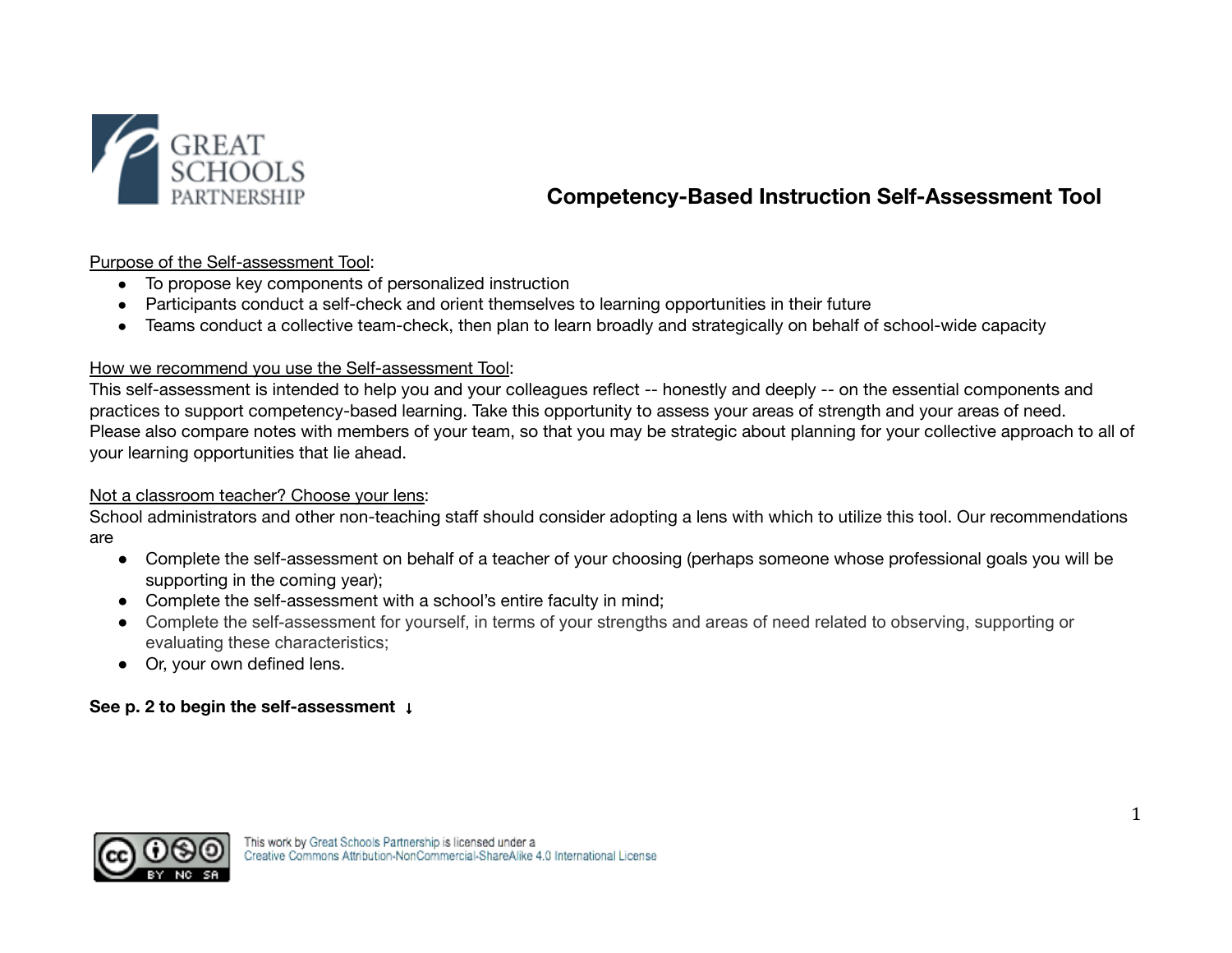GREAT SCHOOLS PARTNERSHIP

# Competency-Based Instruction Self-Assessment Tool

Purpose of the Self-assessment Tool:

- To propose key components of personalized instruction
- Participants conduct a self-check and orient themselves to learning opportunities in their future
- Teams conduct a collective team-check, then plan to learn broadly and strategically on behalf of school-wide capacity

How we recommend you use the Self-assessment Tool:

This self-assessment is intended to help you and your colleagues reflect -- honestly and deeply -- on the essential components and practices to support competency-based learning. Take this opportunity to assess your areas of strength and your areas of need. Please also compare notes with members of your team, so that you may be strategic about planning for your collective approach to all of your learning opportunities that lie ahead.

Not a classroom teacher? Choose your lens:

School administrators and other non-teaching staff should consider adopting a lens with which to utilize this tool. Our recommendations are

- Complete the self-assessment on behalf of a teacher of your choosing (perhaps someone whose professional goals you will be supporting in the coming year);
- Complete the self-assessment with a school's entire faculty in mind;
- Complete the self-assessment for yourself, in terms of your strengths and areas of need related to observing, supporting or evaluating these characteristics;
- Or, your own defined lens.

**See p. 2 to begin the self-assessment ↓**

This work by Great Schools Partnership is licensed under a Creative Commons Attribution-NonCommercial-ShareAlike 4.0 International License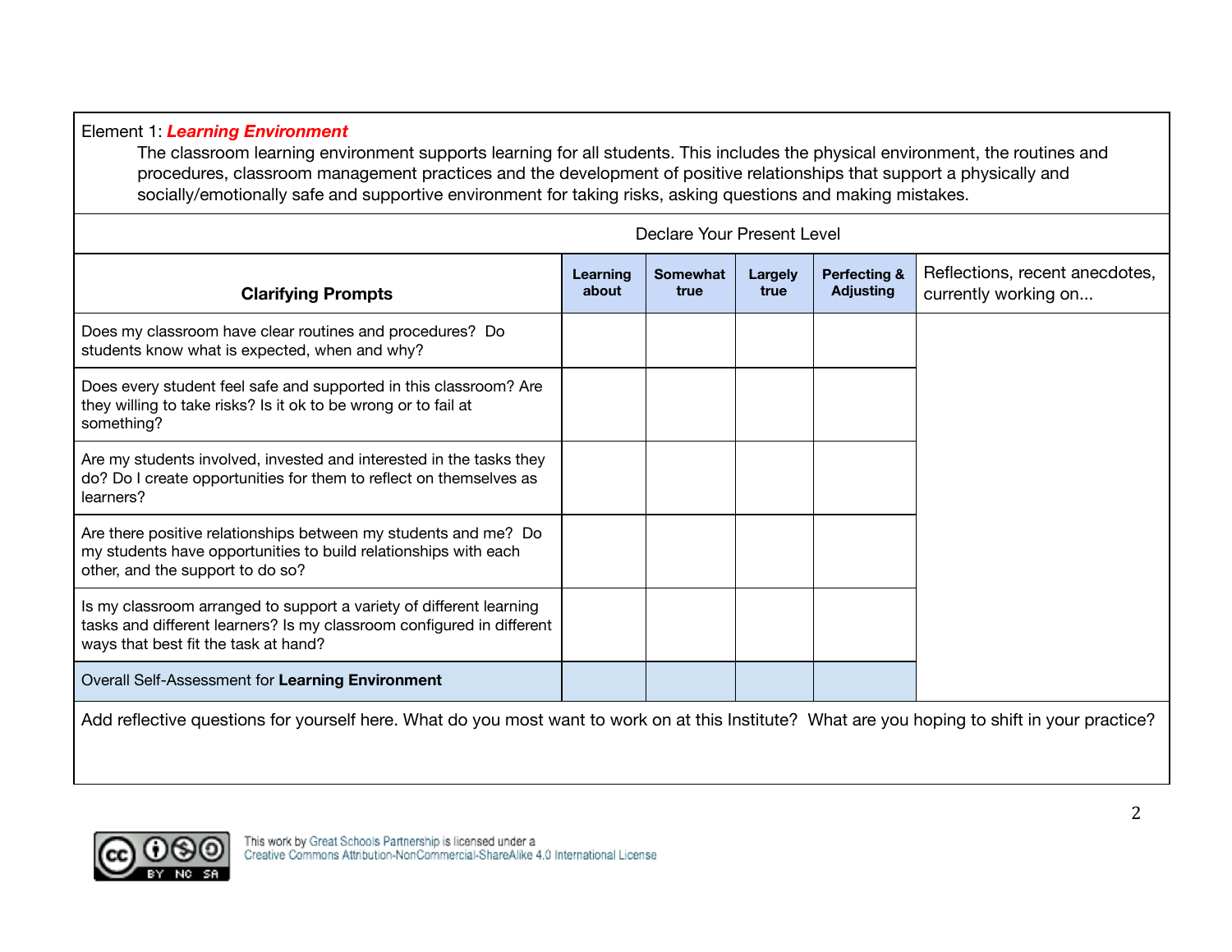Element 1: ***Learning Environment***

The classroom learning environment supports learning for all students. This includes the physical environment, the routines and procedures, classroom management practices and the development of positive relationships that support a physically and socially/emotionally safe and supportive environment for taking risks, asking questions and making mistakes.

| | Declare Your Present Level | | | | |
|---|---|---|---|---|---|
| **Clarifying Prompts** | **Learning about** | **Somewhat true** | **Largely true** | **Perfecting & Adjusting** | Reflections, recent anecdotes, currently working on... |
| Does my classroom have clear routines and procedures? Do students know what is expected, when and why? | | | | | |
| Does every student feel safe and supported in this classroom? Are they willing to take risks? Is it ok to be wrong or to fail at something? | | | | | |
| Are my students involved, invested and interested in the tasks they do? Do I create opportunities for them to reflect on themselves as learners? | | | | | |
| Are there positive relationships between my students and me? Do my students have opportunities to build relationships with each other, and the support to do so? | | | | | |
| Is my classroom arranged to support a variety of different learning tasks and different learners? Is my classroom configured in different ways that best fit the task at hand? | | | | | |
| Overall Self-Assessment for **Learning Environment** | | | | | |

Add reflective questions for yourself here. What do you most want to work on at this Institute? What are you hoping to shift in your practice?

This work by Great Schools Partnership is licensed under a Creative Commons Attribution-NonCommercial-ShareAlike 4.0 International License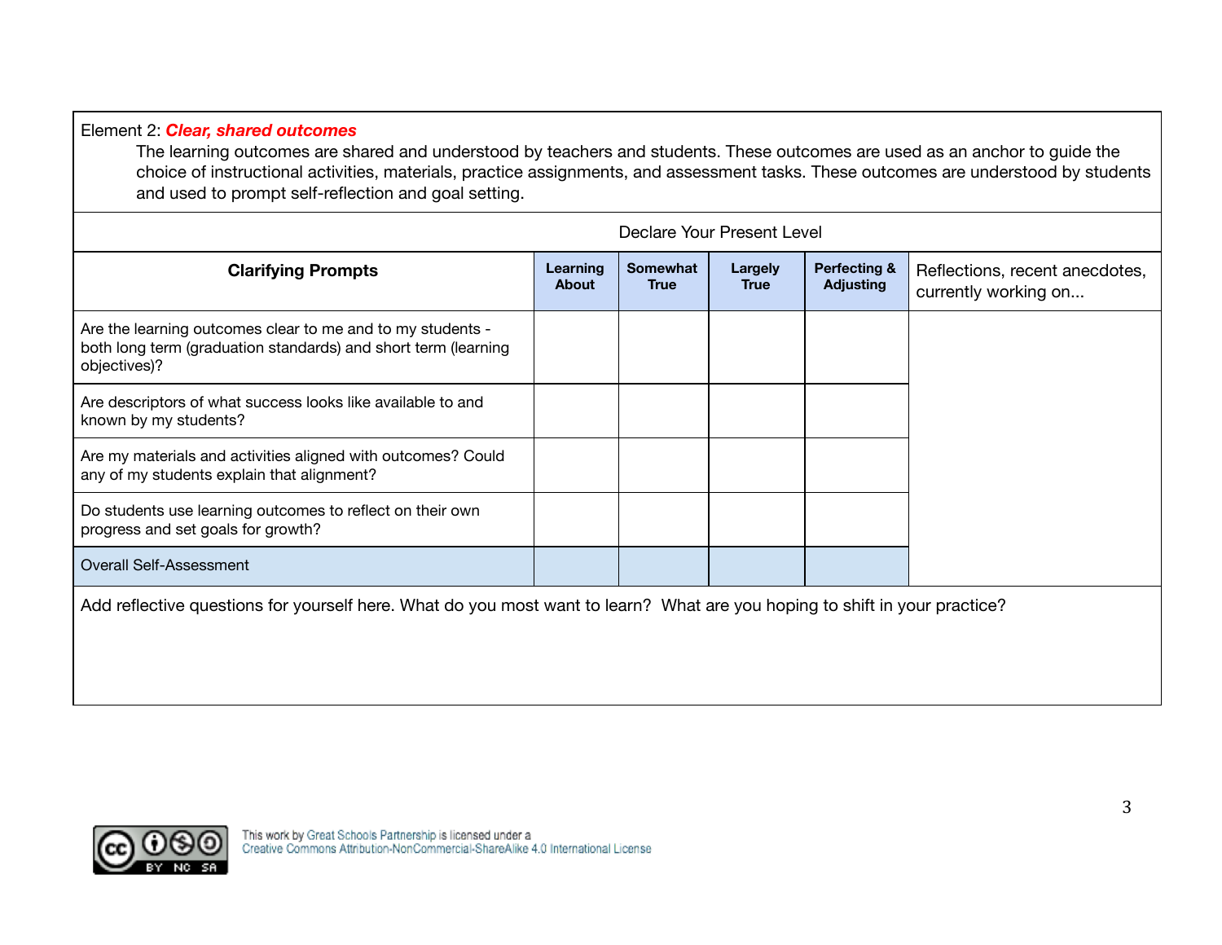Element 2: ***Clear, shared outcomes***

The learning outcomes are shared and understood by teachers and students. These outcomes are used as an anchor to guide the choice of instructional activities, materials, practice assignments, and assessment tasks. These outcomes are understood by students and used to prompt self-reflection and goal setting.

| | Declare Your Present Level | | | | |
|---|---|---|---|---|---|
| **Clarifying Prompts** | **Learning About** | **Somewhat True** | **Largely True** | **Perfecting & Adjusting** | Reflections, recent anecdotes, currently working on... |
| Are the learning outcomes clear to me and to my students - both long term (graduation standards) and short term (learning objectives)? | | | | | |
| Are descriptors of what success looks like available to and known by my students? | | | | | |
| Are my materials and activities aligned with outcomes? Could any of my students explain that alignment? | | | | | |
| Do students use learning outcomes to reflect on their own progress and set goals for growth? | | | | | |
| Overall Self-Assessment | | | | | |

Add reflective questions for yourself here. What do you most want to learn? What are you hoping to shift in your practice?

This work by Great Schools Partnership is licensed under a Creative Commons Attribution-NonCommercial-ShareAlike 4.0 International License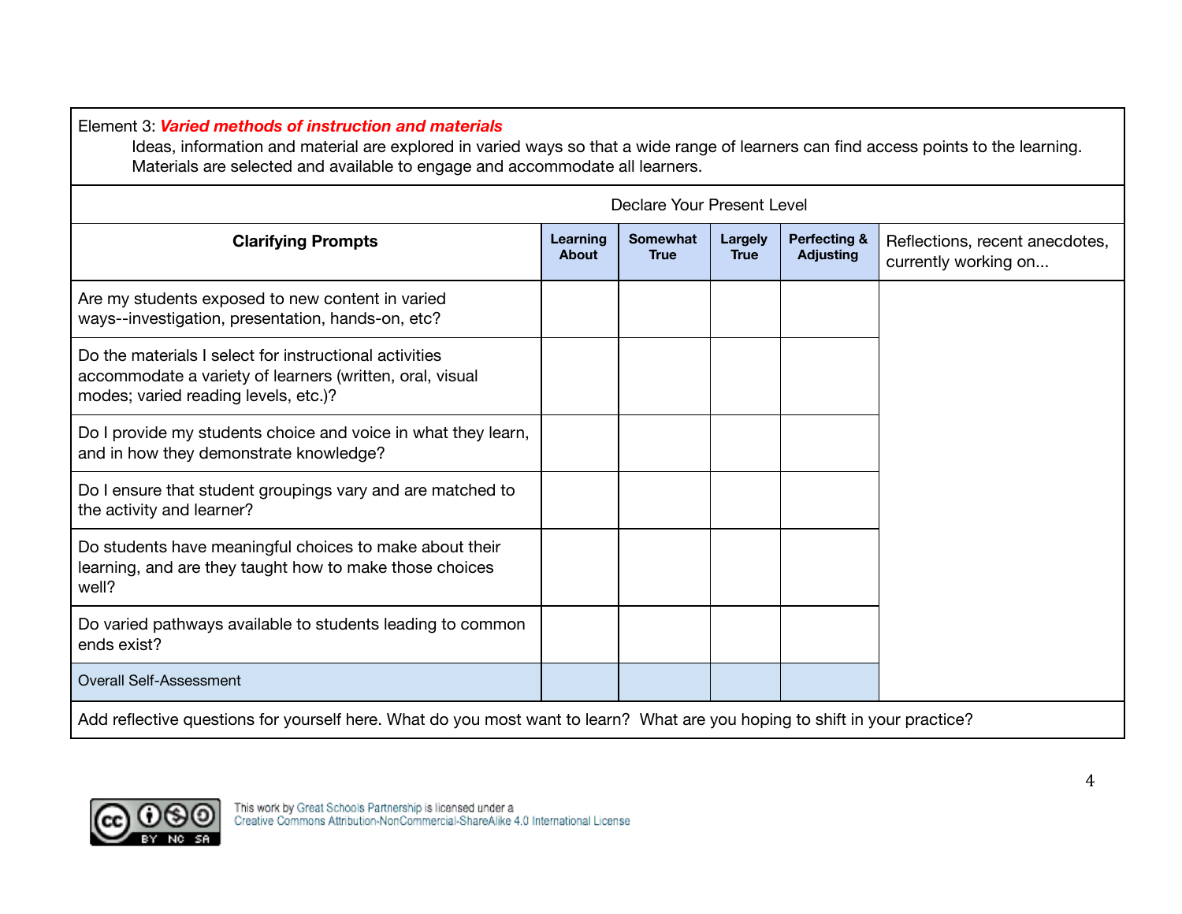Element 3: ***Varied methods of instruction and materials***

Ideas, information and material are explored in varied ways so that a wide range of learners can find access points to the learning. Materials are selected and available to engage and accommodate all learners.

| | Declare Your Present Level | | | | |
|---|---|---|---|---|---|
| **Clarifying Prompts** | **Learning About** | **Somewhat True** | **Largely True** | **Perfecting & Adjusting** | Reflections, recent anecdotes, currently working on... |
| Are my students exposed to new content in varied ways--investigation, presentation, hands-on, etc? | | | | | |
| Do the materials I select for instructional activities accommodate a variety of learners (written, oral, visual modes; varied reading levels, etc.)? | | | | | |
| Do I provide my students choice and voice in what they learn, and in how they demonstrate knowledge? | | | | | |
| Do I ensure that student groupings vary and are matched to the activity and learner? | | | | | |
| Do students have meaningful choices to make about their learning, and are they taught how to make those choices well? | | | | | |
| Do varied pathways available to students leading to common ends exist? | | | | | |
| Overall Self-Assessment | | | | | |

Add reflective questions for yourself here. What do you most want to learn? What are you hoping to shift in your practice?

This work by Great Schools Partnership is licensed under a Creative Commons Attribution-NonCommercial-ShareAlike 4.0 International License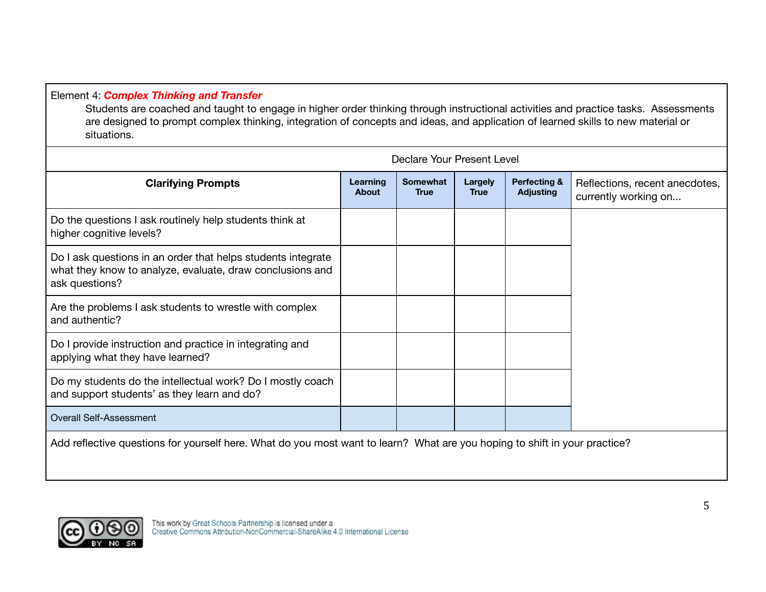Element 4: ***Complex Thinking and Transfer***

Students are coached and taught to engage in higher order thinking through instructional activities and practice tasks. Assessments are designed to prompt complex thinking, integration of concepts and ideas, and application of learned skills to new material or situations.

| | Declare Your Present Level | | | | |
|---|---|---|---|---|---|
| **Clarifying Prompts** | **Learning About** | **Somewhat True** | **Largely True** | **Perfecting & Adjusting** | Reflections, recent anecdotes, currently working on... |
| Do the questions I ask routinely help students think at higher cognitive levels? | | | | | |
| Do I ask questions in an order that helps students integrate what they know to analyze, evaluate, draw conclusions and ask questions? | | | | | |
| Are the problems I ask students to wrestle with complex and authentic? | | | | | |
| Do I provide instruction and practice in integrating and applying what they have learned? | | | | | |
| Do my students do the intellectual work? Do I mostly coach and support students' as they learn and do? | | | | | |
| Overall Self-Assessment | | | | | |

Add reflective questions for yourself here. What do you most want to learn? What are you hoping to shift in your practice?

This work by Great Schools Partnership is licensed under a Creative Commons Attribution-NonCommercial-ShareAlike 4.0 International License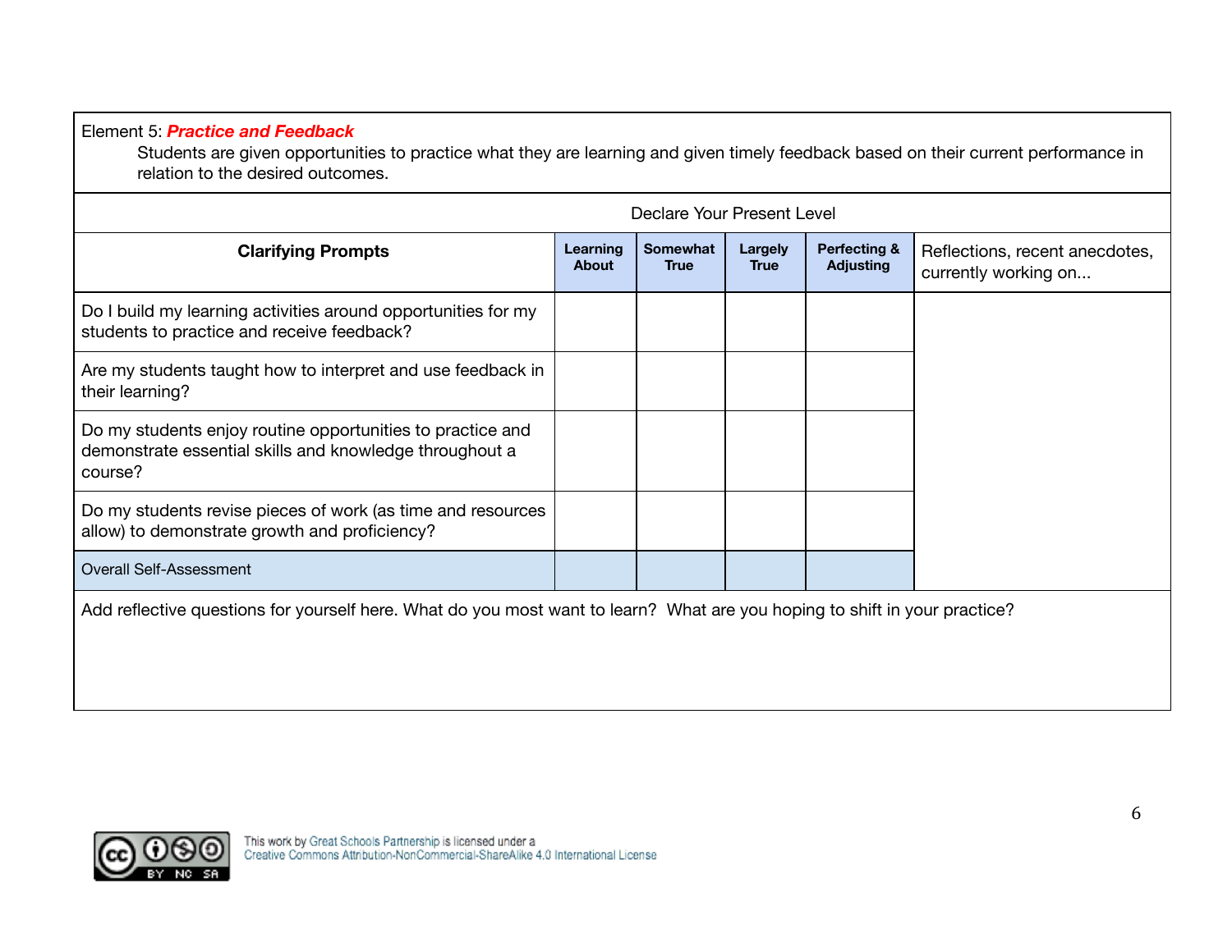Element 5: ***Practice and Feedback***

Students are given opportunities to practice what they are learning and given timely feedback based on their current performance in relation to the desired outcomes.

| | Declare Your Present Level | | | | |
|---|---|---|---|---|---|
| **Clarifying Prompts** | **Learning About** | **Somewhat True** | **Largely True** | **Perfecting & Adjusting** | Reflections, recent anecdotes, currently working on... |
| Do I build my learning activities around opportunities for my students to practice and receive feedback? | | | | | |
| Are my students taught how to interpret and use feedback in their learning? | | | | | |
| Do my students enjoy routine opportunities to practice and demonstrate essential skills and knowledge throughout a course? | | | | | |
| Do my students revise pieces of work (as time and resources allow) to demonstrate growth and proficiency? | | | | | |
| Overall Self-Assessment | | | | | |

Add reflective questions for yourself here. What do you most want to learn? What are you hoping to shift in your practice?

This work by Great Schools Partnership is licensed under a Creative Commons Attribution-NonCommercial-ShareAlike 4.0 International License